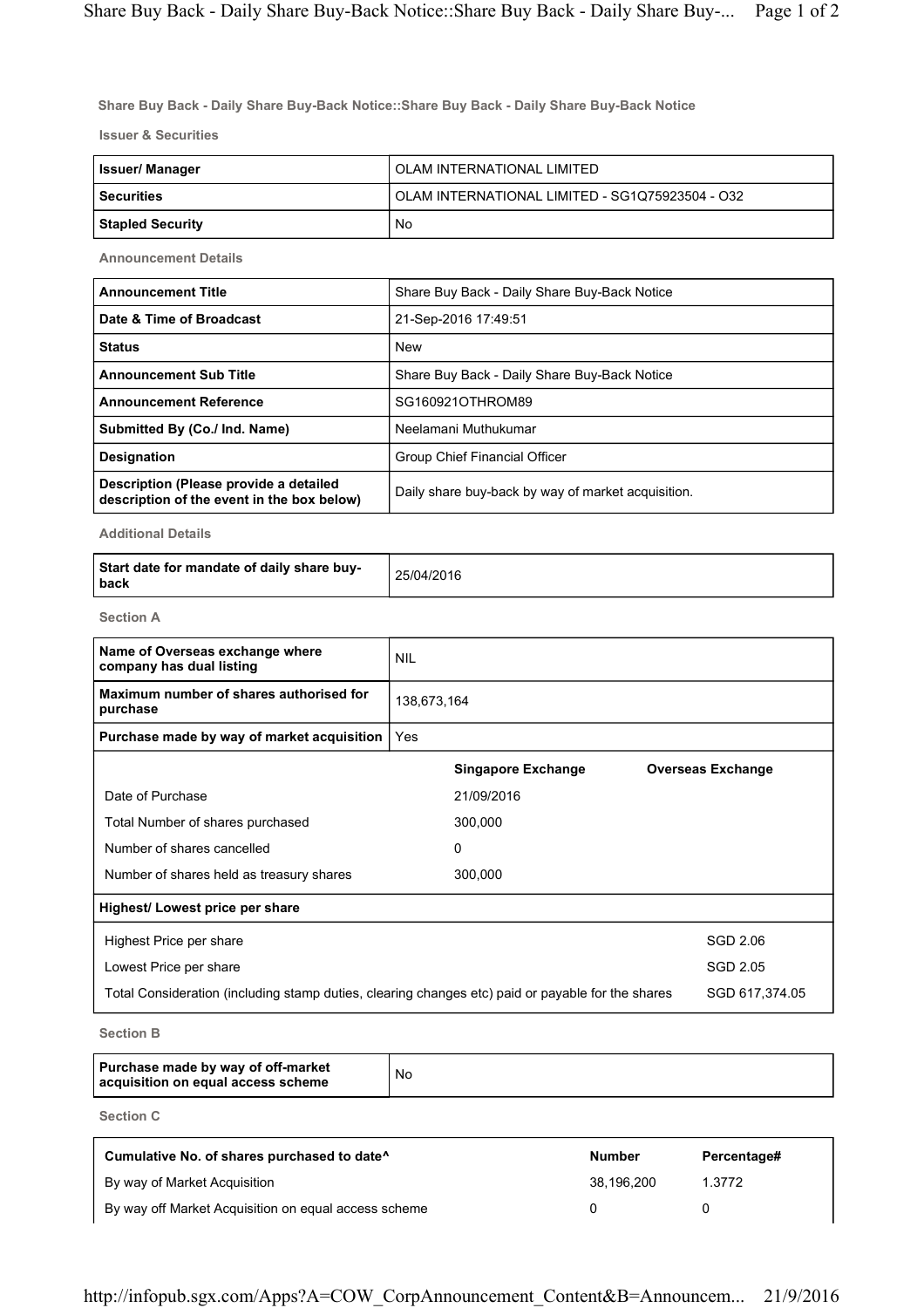**Share Buy Back - Daily Share Buy-Back Notice::Share Buy Back - Daily Share Buy-Back Notice**

**Issuer & Securities**

| | |
|---|---|
| **Issuer/ Manager** | OLAM INTERNATIONAL LIMITED |
| **Securities** | OLAM INTERNATIONAL LIMITED - SG1Q75923504 - O32 |
| **Stapled Security** | No |

**Announcement Details**

| | |
|---|---|
| **Announcement Title** | Share Buy Back - Daily Share Buy-Back Notice |
| **Date & Time of Broadcast** | 21-Sep-2016 17:49:51 |
| **Status** | New |
| **Announcement Sub Title** | Share Buy Back - Daily Share Buy-Back Notice |
| **Announcement Reference** | SG160921OTHROM89 |
| **Submitted By (Co./ Ind. Name)** | Neelamani Muthukumar |
| **Designation** | Group Chief Financial Officer |
| **Description (Please provide a detailed description of the event in the box below)** | Daily share buy-back by way of market acquisition. |

**Additional Details**

| | |
|---|---|
| **Start date for mandate of daily share buy-back** | 25/04/2016 |

**Section A**

| | |
|---|---|
| **Name of Overseas exchange where company has dual listing** | NIL |
| **Maximum number of shares authorised for purchase** | 138,673,164 |
| **Purchase made by way of market acquisition** | Yes |

| | **Singapore Exchange** | **Overseas Exchange** |
|---|---|---|
| Date of Purchase | 21/09/2016 | |
| Total Number of shares purchased | 300,000 | |
| Number of shares cancelled | 0 | |
| Number of shares held as treasury shares | 300,000 | |

| **Highest/ Lowest price per share** | |
|---|---|
| Highest Price per share | SGD 2.06 |
| Lowest Price per share | SGD 2.05 |
| Total Consideration (including stamp duties, clearing changes etc) paid or payable for the shares | SGD 617,374.05 |

**Section B**

| | |
|---|---|
| **Purchase made by way of off-market acquisition on equal access scheme** | No |

**Section C**

| **Cumulative No. of shares purchased to date^** | **Number** | **Percentage#** |
|---|---|---|
| By way of Market Acquisition | 38,196,200 | 1.3772 |
| By way off Market Acquisition on equal access scheme | 0 | 0 |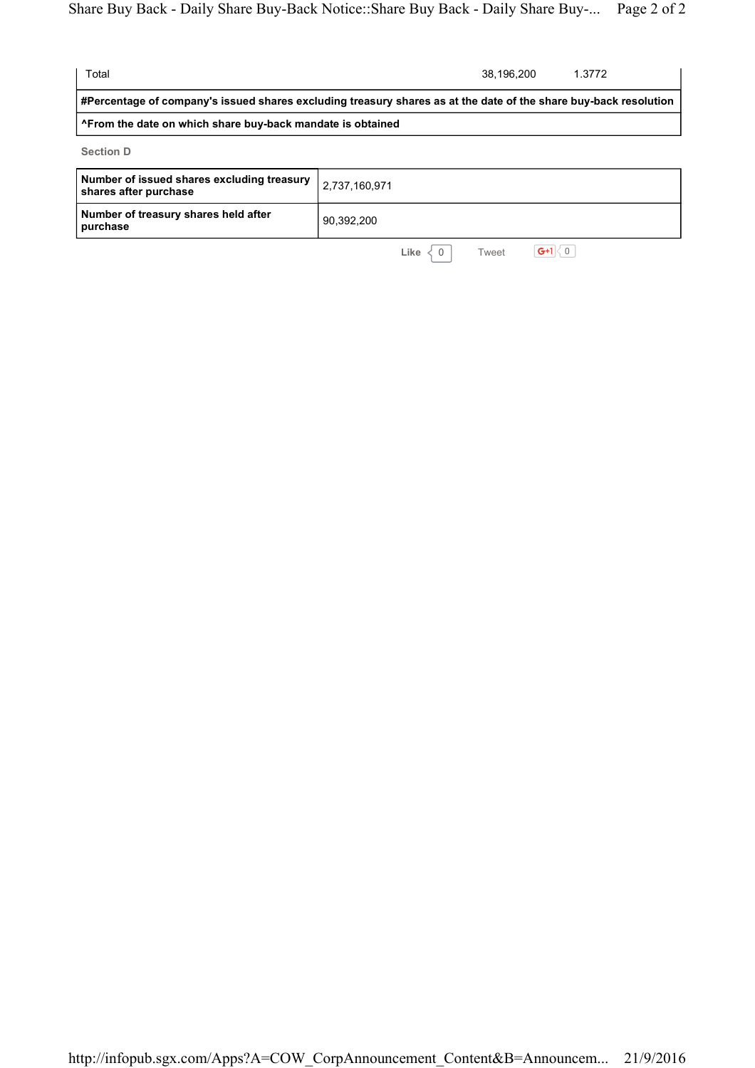| | | | |
|---|---|---|---|
| Total | | 38,196,200 | 1.3772 |

**#Percentage of company's issued shares excluding treasury shares as at the date of the share buy-back resolution**

**^From the date on which share buy-back mandate is obtained**

Section D

| | |
|---|---|
| **Number of issued shares excluding treasury shares after purchase** | 2,737,160,971 |
| **Number of treasury shares held after purchase** | 90,392,200 |